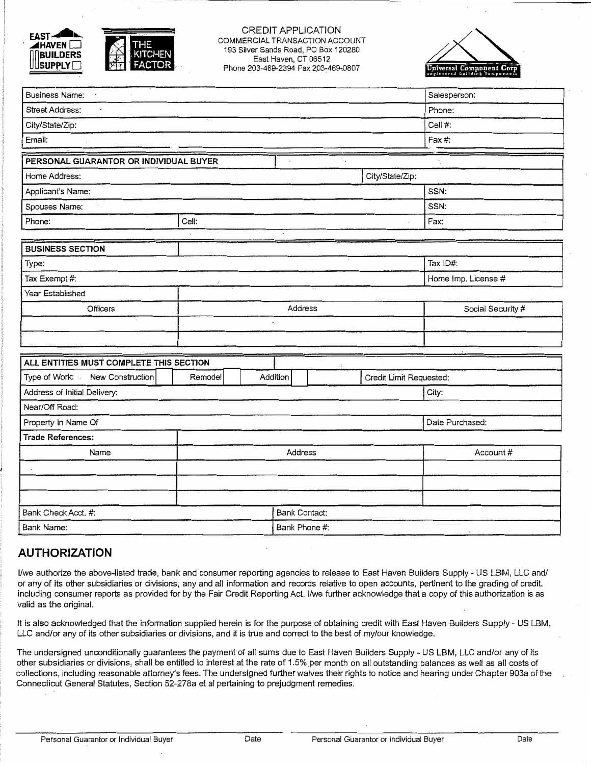EAST HAVEN BUILDERS SUPPLY

THE KITCHEN FACTOR

# CREDIT APPLICATION

COMMERCIAL TRANSACTION ACCOUNT
193 Silver Sands Road, PO Box 120280
East Haven, CT 06512
Phone 203-469-2394 Fax 203-469-0807

Universal Component Corp
engineered building components

| Business Name: | Salesperson: |
|---|---|
| Street Address: | Phone: |
| City/State/Zip: | Cell #: |
| Email: | Fax #: |

| PERSONAL GUARANTOR OR INDIVIDUAL BUYER | | |
|---|---|---|
| Home Address: | City/State/Zip: | |
| Applicant's Name: | | SSN: |
| Spouses Name: | | SSN: |
| Phone: | Cell: | Fax: |

| BUSINESS SECTION | | |
|---|---|---|
| Type: | | Tax ID#: |
| Tax Exempt #: | | Home Imp. License # |
| Year Established | | |
| Officers | Address | Social Security # |
| | | |
| | | |

| ALL ENTITIES MUST COMPLETE THIS SECTION | | | |
|---|---|---|---|
| Type of Work: New Construction ☐ | Remodel ☐ | Addition ☐ | Credit Limit Requested: |
| Address of Initial Delivery: | | | City: |
| Near/Off Road: | | | |
| Property In Name Of | | | Date Purchased: |

**Trade References:**

| Name | Address | Account # |
|---|---|---|
| | | |
| | | |
| | | |

| Bank Check Acct. #: | Bank Contact: |
|---|---|
| Bank Name: | Bank Phone #: |

## AUTHORIZATION

I/we authorize the above-listed trade, bank and consumer reporting agencies to release to East Haven Builders Supply - US LBM, LLC and/or any of its other subsidiaries or divisions, any and all information and records relative to open accounts, pertinent to the grading of credit, including consumer reports as provided for by the Fair Credit Reporting Act. I/we further acknowledge that a copy of this authorization is as valid as the original.

It is also acknowledged that the information supplied herein is for the purpose of obtaining credit with East Haven Builders Supply - US LBM, LLC and/or any of its other subsidiaries or divisions, and it is true and correct to the best of my/our knowledge.

The undersigned unconditionally guarantees the payment of all sums due to East Haven Builders Supply - US LBM, LLC and/or any of its other subsidiaries or divisions, shall be entitled to interest at the rate of 1.5% per month on all outstanding balances as well as all costs of collections, including reasonable attorney's fees. The undersigned further waives their rights to notice and hearing under Chapter 903a of the Connecticut General Statutes, Section 52-278a et al pertaining to prejudgment remedies.

| Personal Guarantor or Individual Buyer | Date | Personal Guarantor or Individual Buyer | Date |
|---|---|---|---|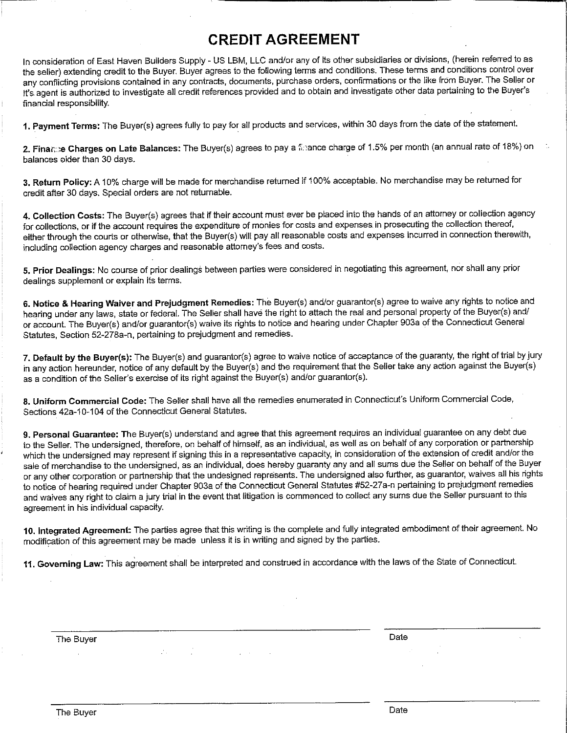# CREDIT AGREEMENT

In consideration of East Haven Builders Supply - US LBM, LLC and/or any of its other subsidiaries or divisions, (herein referred to as the seller) extending credit to the Buyer. Buyer agrees to the following terms and conditions. These terms and conditions control over any conflicting provisions contained in any contracts, documents, purchase orders, confirmations or the like from Buyer. The Seller or It's agent is authorized to investigate all credit references provided and to obtain and investigate other data pertaining to the Buyer's financial responsibility.

**1. Payment Terms:** The Buyer(s) agrees fully to pay for all products and services, within 30 days from the date of the statement.

**2. Finance Charges on Late Balances:** The Buyer(s) agrees to pay a finance charge of 1.5% per month (an annual rate of 18%) on balances older than 30 days.

**3. Return Policy:** A 10% charge will be made for merchandise returned if 100% acceptable. No merchandise may be returned for credit after 30 days. Special orders are not returnable.

**4. Collection Costs:** The Buyer(s) agrees that if their account must ever be placed into the hands of an attorney or collection agency for collections, or if the account requires the expenditure of monies for costs and expenses in prosecuting the collection thereof, either through the courts or otherwise, that the Buyer(s) will pay all reasonable costs and expenses incurred in connection therewith, including collection agency charges and reasonable attorney's fees and costs.

**5. Prior Dealings:** No course of prior dealings between parties were considered in negotiating this agreement, nor shall any prior dealings supplement or explain its terms.

**6. Notice & Hearing Waiver and Prejudgment Remedies:** The Buyer(s) and/or guarantor(s) agree to waive any rights to notice and hearing under any laws, state or federal. The Seller shall have the right to attach the real and personal property of the Buyer(s) and/ or account. The Buyer(s) and/or guarantor(s) waive its rights to notice and hearing under Chapter 903a of the Connecticut General Statutes, Section 52-278a-n, pertaining to prejudgment and remedies.

**7. Default by the Buyer(s):** The Buyer(s) and guarantor(s) agree to waive notice of acceptance of the guaranty, the right of trial by jury in any action hereunder, notice of any default by the Buyer(s) and the requirement that the Seller take any action against the Buyer(s) as a condition of the Seller's exercise of its right against the Buyer(s) and/or guarantor(s).

**8. Uniform Commercial Code:** The Seller shall have all the remedies enumerated in Connecticut's Uniform Commercial Code, Sections 42a-10-104 of the Connecticut General Statutes.

**9. Personal Guarantee:** The Buyer(s) understand and agree that this agreement requires an individual guarantee on any debt due to the Seller. The undersigned, therefore, on behalf of himself, as an individual, as well as on behalf of any corporation or partnership which the undersigned may represent if signing this in a representative capacity, in consideration of the extension of credit and/or the sale of merchandise to the undersigned, as an individual, does hereby guaranty any and all sums due the Seller on behalf of the Buyer or any other corporation or partnership that the undesigned represents. The undersigned also further, as guarantor, waives all his rights to notice of hearing required under Chapter 903a of the Connecticut General Statutes #52-27a-n pertaining to prejudgment remedies and waives any right to claim a jury trial in the event that litigation is commenced to collect any sums due the Seller pursuant to this agreement in his individual capacity.

**10. Integrated Agreement:** The parties agree that this writing is the complete and fully integrated embodiment of their agreement. No modification of this agreement may be made unless it is in writing and signed by the parties.

**11. Governing Law:** This agreement shall be interpreted and construed in accordance with the laws of the State of Connecticut.

______________________________ ______________
The Buyer Date

______________________________ ______________
The Buyer Date